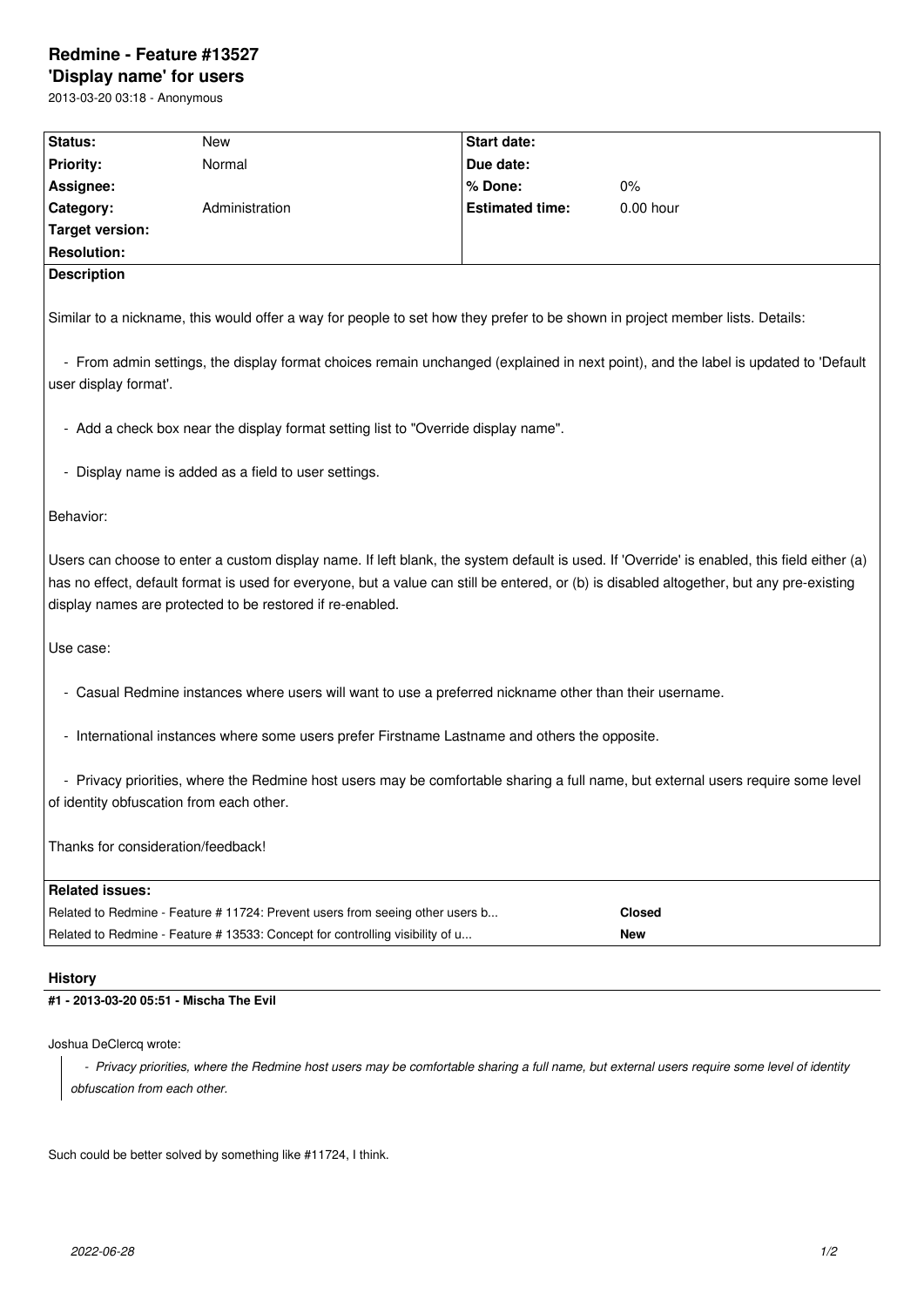# Redmine - Feature #13527

## 'Display name' for users

2013-03-20 03:18 - Anonymous

| Status: | New | Start date: | |
|---|---|---|---|
| Priority: | Normal | Due date: | |
| Assignee: | | % Done: | 0% |
| Category: | Administration | Estimated time: | 0.00 hour |
| Target version: | | | |
| Resolution: | | | |

**Description**

Similar to a nickname, this would offer a way for people to set how they prefer to be shown in project member lists. Details:

- From admin settings, the display format choices remain unchanged (explained in next point), and the label is updated to 'Default user display format'.

- Add a check box near the display format setting list to "Override display name".

- Display name is added as a field to user settings.

Behavior:

Users can choose to enter a custom display name. If left blank, the system default is used. If 'Override' is enabled, this field either (a) has no effect, default format is used for everyone, but a value can still be entered, or (b) is disabled altogether, but any pre-existing display names are protected to be restored if re-enabled.

Use case:

- Casual Redmine instances where users will want to use a preferred nickname other than their username.

- International instances where some users prefer Firstname Lastname and others the opposite.

- Privacy priorities, where the Redmine host users may be comfortable sharing a full name, but external users require some level of identity obfuscation from each other.

Thanks for consideration/feedback!

**Related issues:**

| | |
|---|---|
| Related to Redmine - Feature # 11724: Prevent users from seeing other users b... | **Closed** |
| Related to Redmine - Feature # 13533: Concept for controlling visibility of u... | **New** |

## History

### #1 - 2013-03-20 05:51 - Mischa The Evil

Joshua DeClercq wrote:

> *- Privacy priorities, where the Redmine host users may be comfortable sharing a full name, but external users require some level of identity obfuscation from each other.*

Such could be better solved by something like #11724, I think.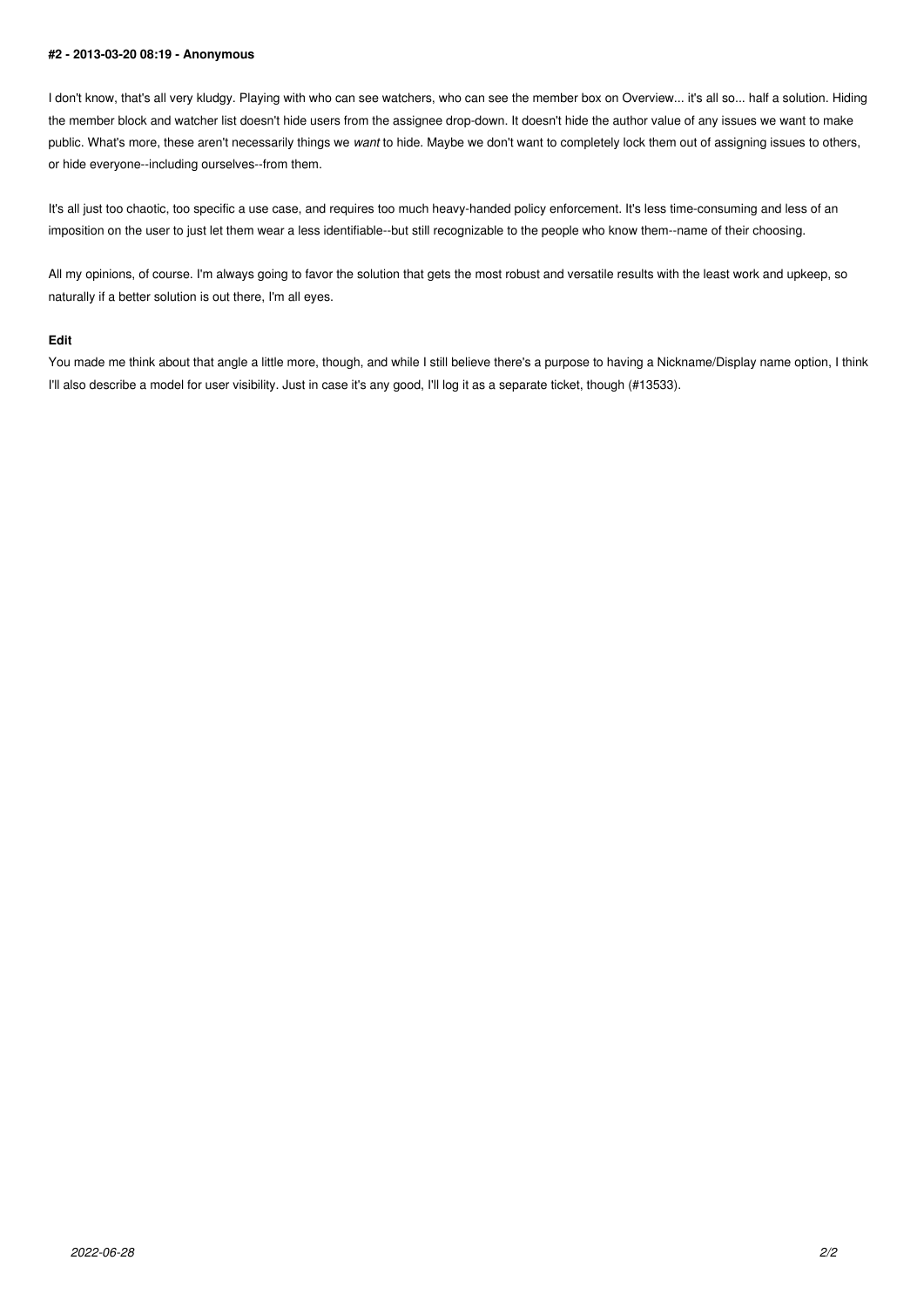#### #2 - 2013-03-20 08:19 - Anonymous

I don't know, that's all very kludgy. Playing with who can see watchers, who can see the member box on Overview... it's all so... half a solution. Hiding the member block and watcher list doesn't hide users from the assignee drop-down. It doesn't hide the author value of any issues we want to make public. What's more, these aren't necessarily things we *want* to hide. Maybe we don't want to completely lock them out of assigning issues to others, or hide everyone--including ourselves--from them.

It's all just too chaotic, too specific a use case, and requires too much heavy-handed policy enforcement. It's less time-consuming and less of an imposition on the user to just let them wear a less identifiable--but still recognizable to the people who know them--name of their choosing.

All my opinions, of course. I'm always going to favor the solution that gets the most robust and versatile results with the least work and upkeep, so naturally if a better solution is out there, I'm all eyes.

**Edit**

You made me think about that angle a little more, though, and while I still believe there's a purpose to having a Nickname/Display name option, I think I'll also describe a model for user visibility. Just in case it's any good, I'll log it as a separate ticket, though (#13533).